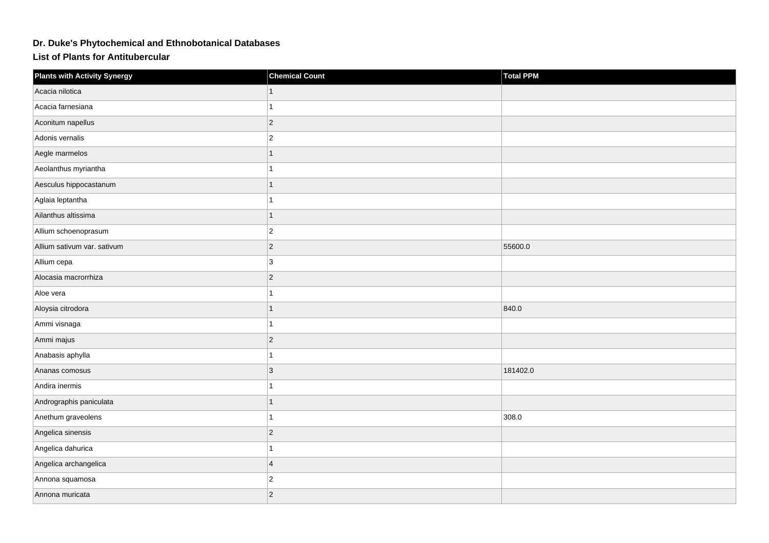# Dr. Duke's Phytochemical and Ethnobotanical Databases

## List of Plants for Antitubercular

| Plants with Activity Synergy | Chemical Count | Total PPM |
| --- | --- | --- |
| Acacia nilotica | 1 | |
| Acacia farnesiana | 1 | |
| Aconitum napellus | 2 | |
| Adonis vernalis | 2 | |
| Aegle marmelos | 1 | |
| Aeolanthus myriantha | 1 | |
| Aesculus hippocastanum | 1 | |
| Aglaia leptantha | 1 | |
| Ailanthus altissima | 1 | |
| Allium schoenoprasum | 2 | |
| Allium sativum var. sativum | 2 | 55600.0 |
| Allium cepa | 3 | |
| Alocasia macrorrhiza | 2 | |
| Aloe vera | 1 | |
| Aloysia citrodora | 1 | 840.0 |
| Ammi visnaga | 1 | |
| Ammi majus | 2 | |
| Anabasis aphylla | 1 | |
| Ananas comosus | 3 | 181402.0 |
| Andira inermis | 1 | |
| Andrographis paniculata | 1 | |
| Anethum graveolens | 1 | 308.0 |
| Angelica sinensis | 2 | |
| Angelica dahurica | 1 | |
| Angelica archangelica | 4 | |
| Annona squamosa | 2 | |
| Annona muricata | 2 | |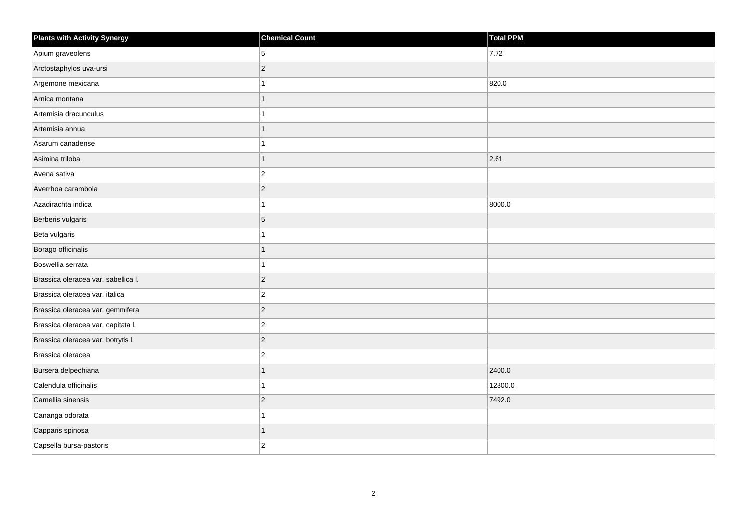| Plants with Activity Synergy | Chemical Count | Total PPM |
| --- | --- | --- |
| Apium graveolens | 5 | 7.72 |
| Arctostaphylos uva-ursi | 2 | |
| Argemone mexicana | 1 | 820.0 |
| Arnica montana | 1 | |
| Artemisia dracunculus | 1 | |
| Artemisia annua | 1 | |
| Asarum canadense | 1 | |
| Asimina triloba | 1 | 2.61 |
| Avena sativa | 2 | |
| Averrhoa carambola | 2 | |
| Azadirachta indica | 1 | 8000.0 |
| Berberis vulgaris | 5 | |
| Beta vulgaris | 1 | |
| Borago officinalis | 1 | |
| Boswellia serrata | 1 | |
| Brassica oleracea var. sabellica l. | 2 | |
| Brassica oleracea var. italica | 2 | |
| Brassica oleracea var. gemmifera | 2 | |
| Brassica oleracea var. capitata l. | 2 | |
| Brassica oleracea var. botrytis l. | 2 | |
| Brassica oleracea | 2 | |
| Bursera delpechiana | 1 | 2400.0 |
| Calendula officinalis | 1 | 12800.0 |
| Camellia sinensis | 2 | 7492.0 |
| Cananga odorata | 1 | |
| Capparis spinosa | 1 | |
| Capsella bursa-pastoris | 2 | |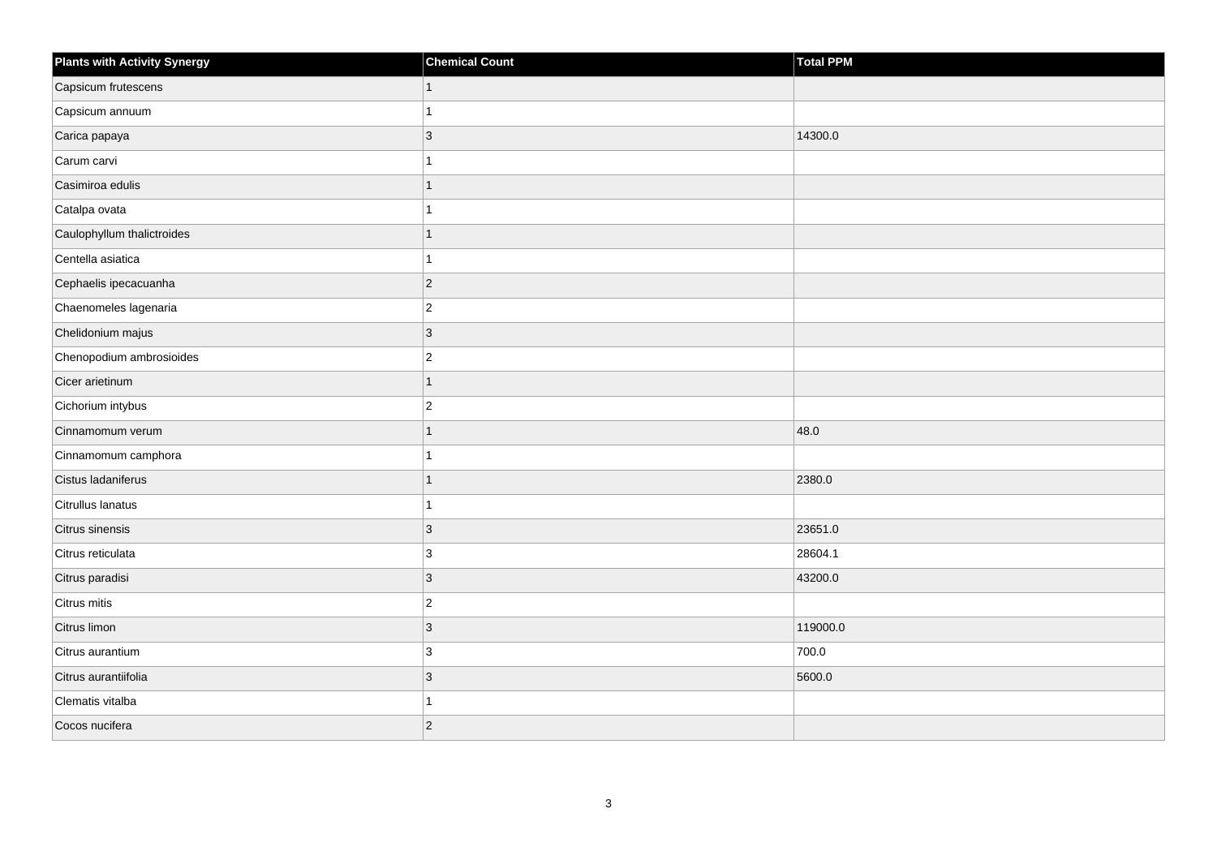| Plants with Activity Synergy | Chemical Count | Total PPM |
| --- | --- | --- |
| Capsicum frutescens | 1 | |
| Capsicum annuum | 1 | |
| Carica papaya | 3 | 14300.0 |
| Carum carvi | 1 | |
| Casimiroa edulis | 1 | |
| Catalpa ovata | 1 | |
| Caulophyllum thalictroides | 1 | |
| Centella asiatica | 1 | |
| Cephaelis ipecacuanha | 2 | |
| Chaenomeles lagenaria | 2 | |
| Chelidonium majus | 3 | |
| Chenopodium ambrosioides | 2 | |
| Cicer arietinum | 1 | |
| Cichorium intybus | 2 | |
| Cinnamomum verum | 1 | 48.0 |
| Cinnamomum camphora | 1 | |
| Cistus ladaniferus | 1 | 2380.0 |
| Citrullus lanatus | 1 | |
| Citrus sinensis | 3 | 23651.0 |
| Citrus reticulata | 3 | 28604.1 |
| Citrus paradisi | 3 | 43200.0 |
| Citrus mitis | 2 | |
| Citrus limon | 3 | 119000.0 |
| Citrus aurantium | 3 | 700.0 |
| Citrus aurantiifolia | 3 | 5600.0 |
| Clematis vitalba | 1 | |
| Cocos nucifera | 2 | |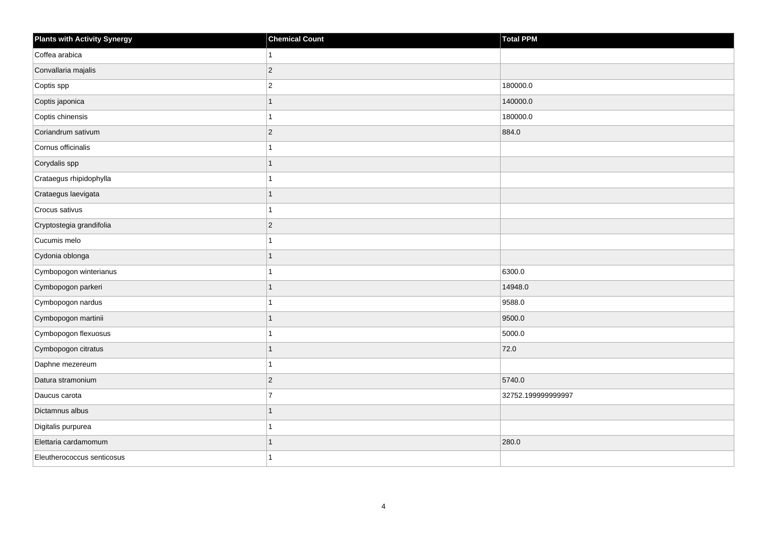| Plants with Activity Synergy | Chemical Count | Total PPM |
| --- | --- | --- |
| Coffea arabica | 1 | |
| Convallaria majalis | 2 | |
| Coptis spp | 2 | 180000.0 |
| Coptis japonica | 1 | 140000.0 |
| Coptis chinensis | 1 | 180000.0 |
| Coriandrum sativum | 2 | 884.0 |
| Cornus officinalis | 1 | |
| Corydalis spp | 1 | |
| Crataegus rhipidophylla | 1 | |
| Crataegus laevigata | 1 | |
| Crocus sativus | 1 | |
| Cryptostegia grandifolia | 2 | |
| Cucumis melo | 1 | |
| Cydonia oblonga | 1 | |
| Cymbopogon winterianus | 1 | 6300.0 |
| Cymbopogon parkeri | 1 | 14948.0 |
| Cymbopogon nardus | 1 | 9588.0 |
| Cymbopogon martinii | 1 | 9500.0 |
| Cymbopogon flexuosus | 1 | 5000.0 |
| Cymbopogon citratus | 1 | 72.0 |
| Daphne mezereum | 1 | |
| Datura stramonium | 2 | 5740.0 |
| Daucus carota | 7 | 32752.199999999997 |
| Dictamnus albus | 1 | |
| Digitalis purpurea | 1 | |
| Elettaria cardamomum | 1 | 280.0 |
| Eleutherococcus senticosus | 1 | |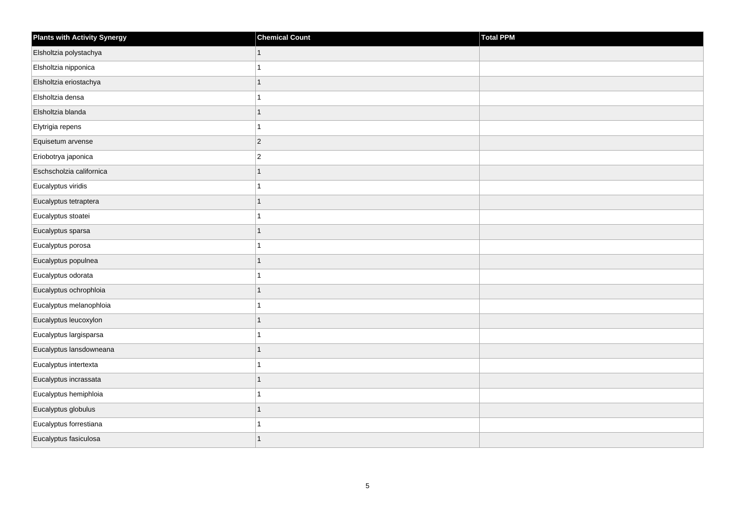| Plants with Activity Synergy | Chemical Count | Total PPM |
| --- | --- | --- |
| Elsholtzia polystachya | 1 | |
| Elsholtzia nipponica | 1 | |
| Elsholtzia eriostachya | 1 | |
| Elsholtzia densa | 1 | |
| Elsholtzia blanda | 1 | |
| Elytrigia repens | 1 | |
| Equisetum arvense | 2 | |
| Eriobotrya japonica | 2 | |
| Eschscholzia californica | 1 | |
| Eucalyptus viridis | 1 | |
| Eucalyptus tetraptera | 1 | |
| Eucalyptus stoatei | 1 | |
| Eucalyptus sparsa | 1 | |
| Eucalyptus porosa | 1 | |
| Eucalyptus populnea | 1 | |
| Eucalyptus odorata | 1 | |
| Eucalyptus ochrophloia | 1 | |
| Eucalyptus melanophloia | 1 | |
| Eucalyptus leucoxylon | 1 | |
| Eucalyptus largisparsa | 1 | |
| Eucalyptus lansdowneana | 1 | |
| Eucalyptus intertexta | 1 | |
| Eucalyptus incrassata | 1 | |
| Eucalyptus hemiphloia | 1 | |
| Eucalyptus globulus | 1 | |
| Eucalyptus forrestiana | 1 | |
| Eucalyptus fasiculosa | 1 | |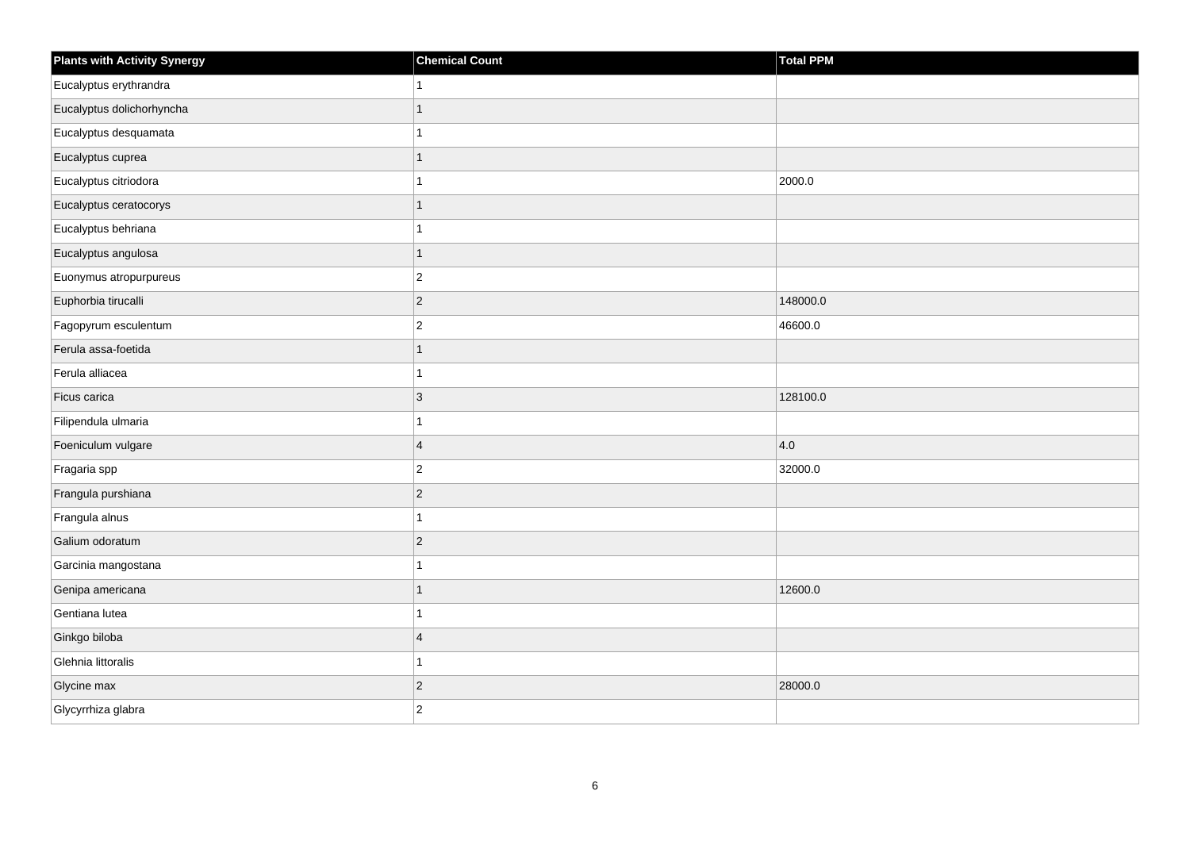| Plants with Activity Synergy | Chemical Count | Total PPM |
| --- | --- | --- |
| Eucalyptus erythrandra | 1 | |
| Eucalyptus dolichorhyncha | 1 | |
| Eucalyptus desquamata | 1 | |
| Eucalyptus cuprea | 1 | |
| Eucalyptus citriodora | 1 | 2000.0 |
| Eucalyptus ceratocorys | 1 | |
| Eucalyptus behriana | 1 | |
| Eucalyptus angulosa | 1 | |
| Euonymus atropurpureus | 2 | |
| Euphorbia tirucalli | 2 | 148000.0 |
| Fagopyrum esculentum | 2 | 46600.0 |
| Ferula assa-foetida | 1 | |
| Ferula alliacea | 1 | |
| Ficus carica | 3 | 128100.0 |
| Filipendula ulmaria | 1 | |
| Foeniculum vulgare | 4 | 4.0 |
| Fragaria spp | 2 | 32000.0 |
| Frangula purshiana | 2 | |
| Frangula alnus | 1 | |
| Galium odoratum | 2 | |
| Garcinia mangostana | 1 | |
| Genipa americana | 1 | 12600.0 |
| Gentiana lutea | 1 | |
| Ginkgo biloba | 4 | |
| Glehnia littoralis | 1 | |
| Glycine max | 2 | 28000.0 |
| Glycyrrhiza glabra | 2 | |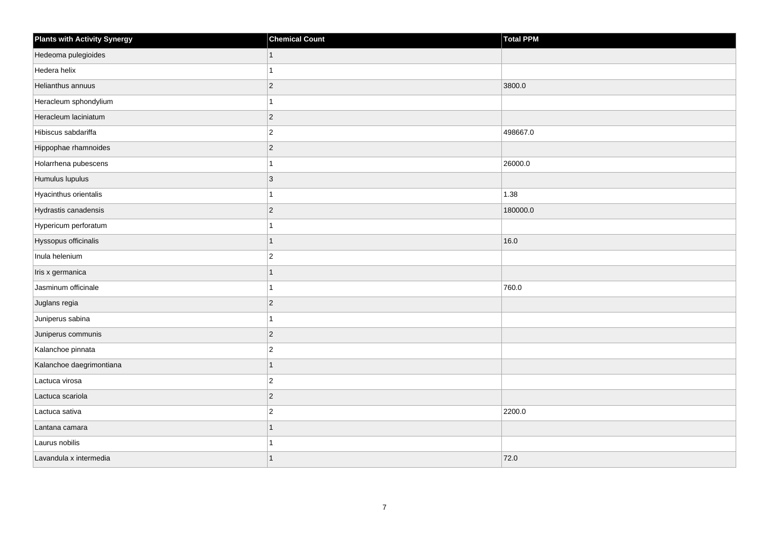| Plants with Activity Synergy | Chemical Count | Total PPM |
| --- | --- | --- |
| Hedeoma pulegioides | 1 | |
| Hedera helix | 1 | |
| Helianthus annuus | 2 | 3800.0 |
| Heracleum sphondylium | 1 | |
| Heracleum laciniatum | 2 | |
| Hibiscus sabdariffa | 2 | 498667.0 |
| Hippophae rhamnoides | 2 | |
| Holarrhena pubescens | 1 | 26000.0 |
| Humulus lupulus | 3 | |
| Hyacinthus orientalis | 1 | 1.38 |
| Hydrastis canadensis | 2 | 180000.0 |
| Hypericum perforatum | 1 | |
| Hyssopus officinalis | 1 | 16.0 |
| Inula helenium | 2 | |
| Iris x germanica | 1 | |
| Jasminum officinale | 1 | 760.0 |
| Juglans regia | 2 | |
| Juniperus sabina | 1 | |
| Juniperus communis | 2 | |
| Kalanchoe pinnata | 2 | |
| Kalanchoe daegrimontiana | 1 | |
| Lactuca virosa | 2 | |
| Lactuca scariola | 2 | |
| Lactuca sativa | 2 | 2200.0 |
| Lantana camara | 1 | |
| Laurus nobilis | 1 | |
| Lavandula x intermedia | 1 | 72.0 |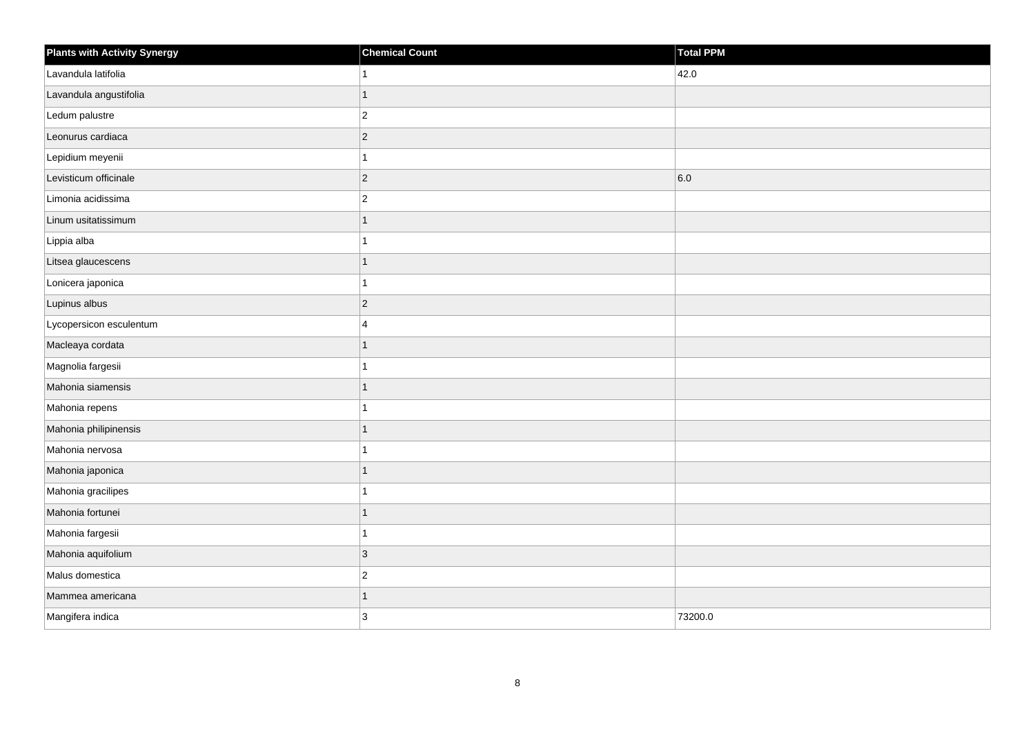| Plants with Activity Synergy | Chemical Count | Total PPM |
| --- | --- | --- |
| Lavandula latifolia | 1 | 42.0 |
| Lavandula angustifolia | 1 | |
| Ledum palustre | 2 | |
| Leonurus cardiaca | 2 | |
| Lepidium meyenii | 1 | |
| Levisticum officinale | 2 | 6.0 |
| Limonia acidissima | 2 | |
| Linum usitatissimum | 1 | |
| Lippia alba | 1 | |
| Litsea glaucescens | 1 | |
| Lonicera japonica | 1 | |
| Lupinus albus | 2 | |
| Lycopersicon esculentum | 4 | |
| Macleaya cordata | 1 | |
| Magnolia fargesii | 1 | |
| Mahonia siamensis | 1 | |
| Mahonia repens | 1 | |
| Mahonia philipinensis | 1 | |
| Mahonia nervosa | 1 | |
| Mahonia japonica | 1 | |
| Mahonia gracilipes | 1 | |
| Mahonia fortunei | 1 | |
| Mahonia fargesii | 1 | |
| Mahonia aquifolium | 3 | |
| Malus domestica | 2 | |
| Mammea americana | 1 | |
| Mangifera indica | 3 | 73200.0 |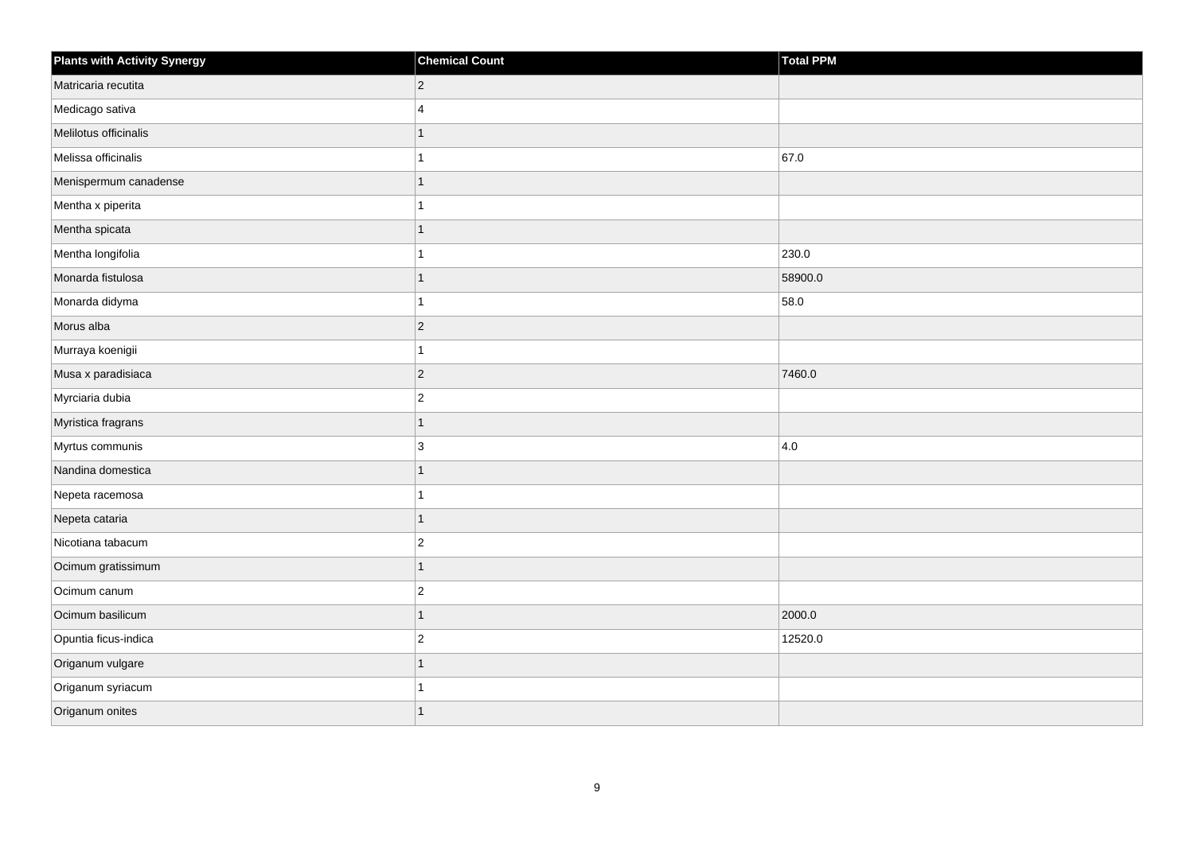| Plants with Activity Synergy | Chemical Count | Total PPM |
|---|---|---|
| Matricaria recutita | 2 | |
| Medicago sativa | 4 | |
| Melilotus officinalis | 1 | |
| Melissa officinalis | 1 | 67.0 |
| Menispermum canadense | 1 | |
| Mentha x piperita | 1 | |
| Mentha spicata | 1 | |
| Mentha longifolia | 1 | 230.0 |
| Monarda fistulosa | 1 | 58900.0 |
| Monarda didyma | 1 | 58.0 |
| Morus alba | 2 | |
| Murraya koenigii | 1 | |
| Musa x paradisiaca | 2 | 7460.0 |
| Myrciaria dubia | 2 | |
| Myristica fragrans | 1 | |
| Myrtus communis | 3 | 4.0 |
| Nandina domestica | 1 | |
| Nepeta racemosa | 1 | |
| Nepeta cataria | 1 | |
| Nicotiana tabacum | 2 | |
| Ocimum gratissimum | 1 | |
| Ocimum canum | 2 | |
| Ocimum basilicum | 1 | 2000.0 |
| Opuntia ficus-indica | 2 | 12520.0 |
| Origanum vulgare | 1 | |
| Origanum syriacum | 1 | |
| Origanum onites | 1 | |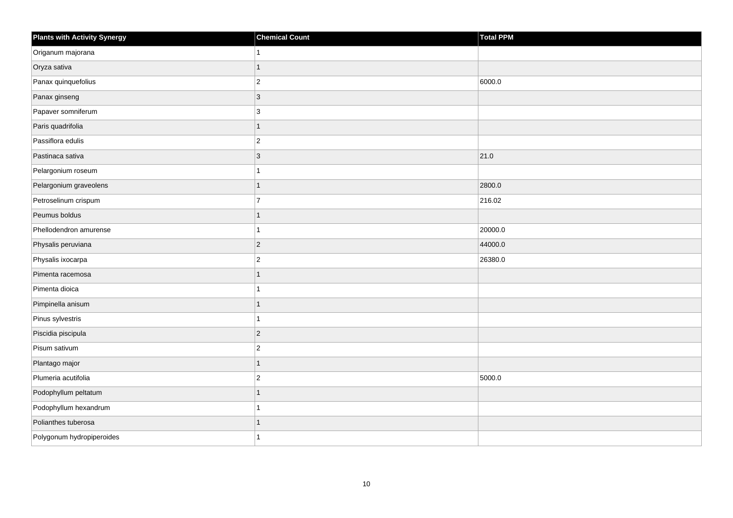| Plants with Activity Synergy | Chemical Count | Total PPM |
| --- | --- | --- |
| Origanum majorana | 1 | |
| Oryza sativa | 1 | |
| Panax quinquefolius | 2 | 6000.0 |
| Panax ginseng | 3 | |
| Papaver somniferum | 3 | |
| Paris quadrifolia | 1 | |
| Passiflora edulis | 2 | |
| Pastinaca sativa | 3 | 21.0 |
| Pelargonium roseum | 1 | |
| Pelargonium graveolens | 1 | 2800.0 |
| Petroselinum crispum | 7 | 216.02 |
| Peumus boldus | 1 | |
| Phellodendron amurense | 1 | 20000.0 |
| Physalis peruviana | 2 | 44000.0 |
| Physalis ixocarpa | 2 | 26380.0 |
| Pimenta racemosa | 1 | |
| Pimenta dioica | 1 | |
| Pimpinella anisum | 1 | |
| Pinus sylvestris | 1 | |
| Piscidia piscipula | 2 | |
| Pisum sativum | 2 | |
| Plantago major | 1 | |
| Plumeria acutifolia | 2 | 5000.0 |
| Podophyllum peltatum | 1 | |
| Podophyllum hexandrum | 1 | |
| Polianthes tuberosa | 1 | |
| Polygonum hydropiperoides | 1 | |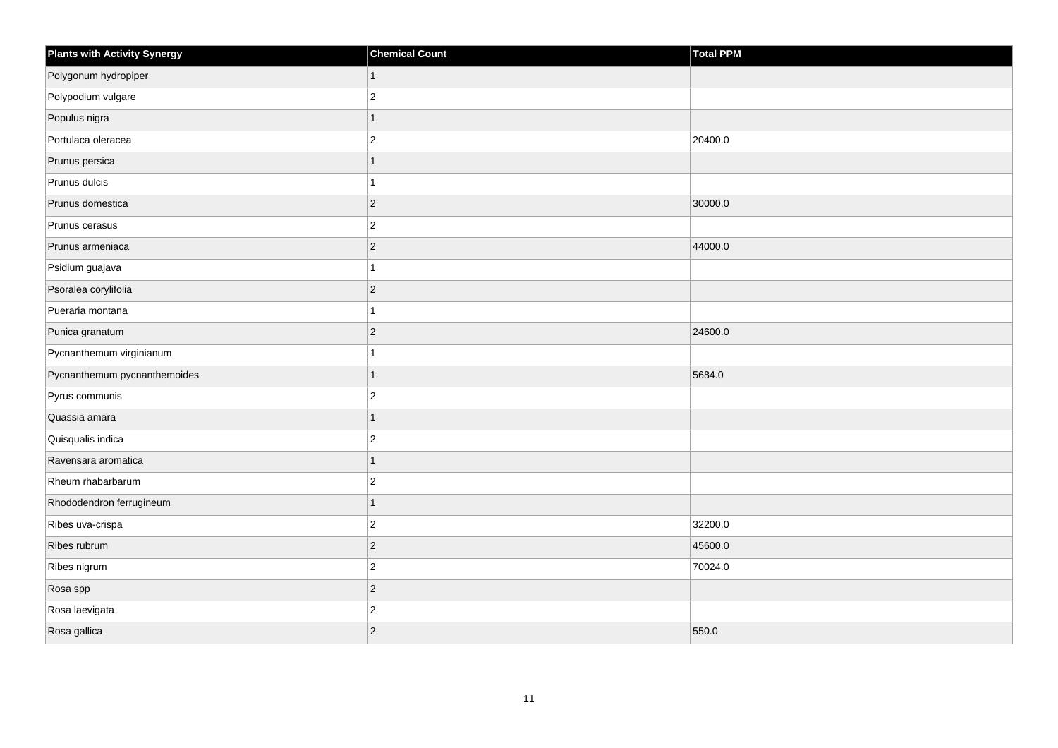| Plants with Activity Synergy | Chemical Count | Total PPM |
| --- | --- | --- |
| Polygonum hydropiper | 1 | |
| Polypodium vulgare | 2 | |
| Populus nigra | 1 | |
| Portulaca oleracea | 2 | 20400.0 |
| Prunus persica | 1 | |
| Prunus dulcis | 1 | |
| Prunus domestica | 2 | 30000.0 |
| Prunus cerasus | 2 | |
| Prunus armeniaca | 2 | 44000.0 |
| Psidium guajava | 1 | |
| Psoralea corylifolia | 2 | |
| Pueraria montana | 1 | |
| Punica granatum | 2 | 24600.0 |
| Pycnanthemum virginianum | 1 | |
| Pycnanthemum pycnanthemoides | 1 | 5684.0 |
| Pyrus communis | 2 | |
| Quassia amara | 1 | |
| Quisqualis indica | 2 | |
| Ravensara aromatica | 1 | |
| Rheum rhabarbarum | 2 | |
| Rhododendron ferrugineum | 1 | |
| Ribes uva-crispa | 2 | 32200.0 |
| Ribes rubrum | 2 | 45600.0 |
| Ribes nigrum | 2 | 70024.0 |
| Rosa spp | 2 | |
| Rosa laevigata | 2 | |
| Rosa gallica | 2 | 550.0 |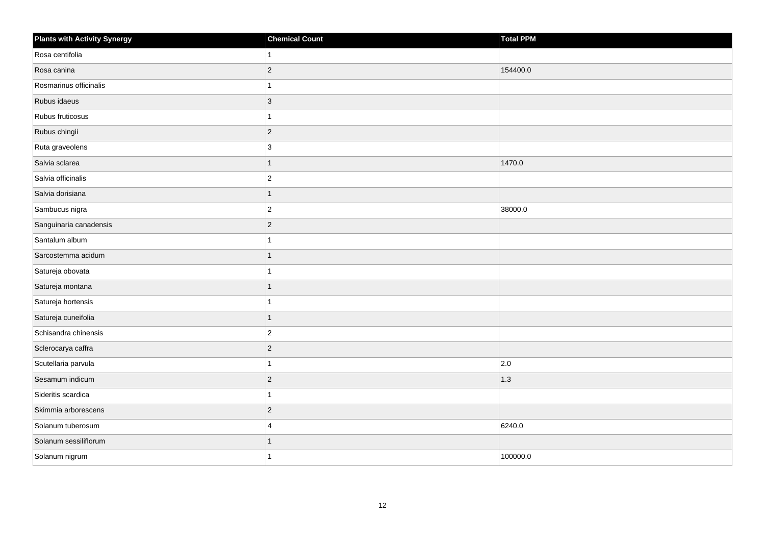| Plants with Activity Synergy | Chemical Count | Total PPM |
| --- | --- | --- |
| Rosa centifolia | 1 | |
| Rosa canina | 2 | 154400.0 |
| Rosmarinus officinalis | 1 | |
| Rubus idaeus | 3 | |
| Rubus fruticosus | 1 | |
| Rubus chingii | 2 | |
| Ruta graveolens | 3 | |
| Salvia sclarea | 1 | 1470.0 |
| Salvia officinalis | 2 | |
| Salvia dorisiana | 1 | |
| Sambucus nigra | 2 | 38000.0 |
| Sanguinaria canadensis | 2 | |
| Santalum album | 1 | |
| Sarcostemma acidum | 1 | |
| Satureja obovata | 1 | |
| Satureja montana | 1 | |
| Satureja hortensis | 1 | |
| Satureja cuneifolia | 1 | |
| Schisandra chinensis | 2 | |
| Sclerocarya caffra | 2 | |
| Scutellaria parvula | 1 | 2.0 |
| Sesamum indicum | 2 | 1.3 |
| Sideritis scardica | 1 | |
| Skimmia arborescens | 2 | |
| Solanum tuberosum | 4 | 6240.0 |
| Solanum sessiliflorum | 1 | |
| Solanum nigrum | 1 | 100000.0 |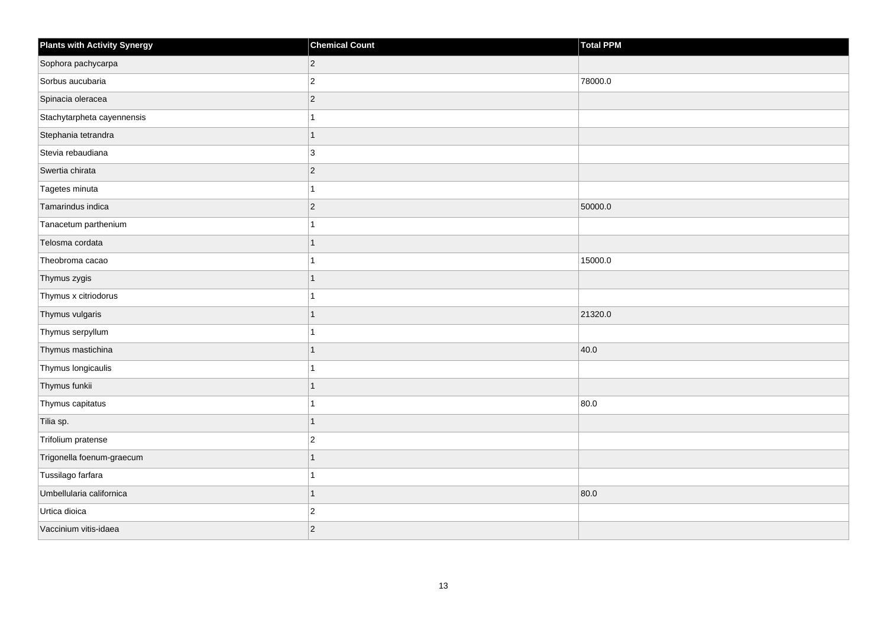| Plants with Activity Synergy | Chemical Count | Total PPM |
| --- | --- | --- |
| Sophora pachycarpa | 2 | |
| Sorbus aucubaria | 2 | 78000.0 |
| Spinacia oleracea | 2 | |
| Stachytarpheta cayennensis | 1 | |
| Stephania tetrandra | 1 | |
| Stevia rebaudiana | 3 | |
| Swertia chirata | 2 | |
| Tagetes minuta | 1 | |
| Tamarindus indica | 2 | 50000.0 |
| Tanacetum parthenium | 1 | |
| Telosma cordata | 1 | |
| Theobroma cacao | 1 | 15000.0 |
| Thymus zygis | 1 | |
| Thymus x citriodorus | 1 | |
| Thymus vulgaris | 1 | 21320.0 |
| Thymus serpyllum | 1 | |
| Thymus mastichina | 1 | 40.0 |
| Thymus longicaulis | 1 | |
| Thymus funkii | 1 | |
| Thymus capitatus | 1 | 80.0 |
| Tilia sp. | 1 | |
| Trifolium pratense | 2 | |
| Trigonella foenum-graecum | 1 | |
| Tussilago farfara | 1 | |
| Umbellularia californica | 1 | 80.0 |
| Urtica dioica | 2 | |
| Vaccinium vitis-idaea | 2 | |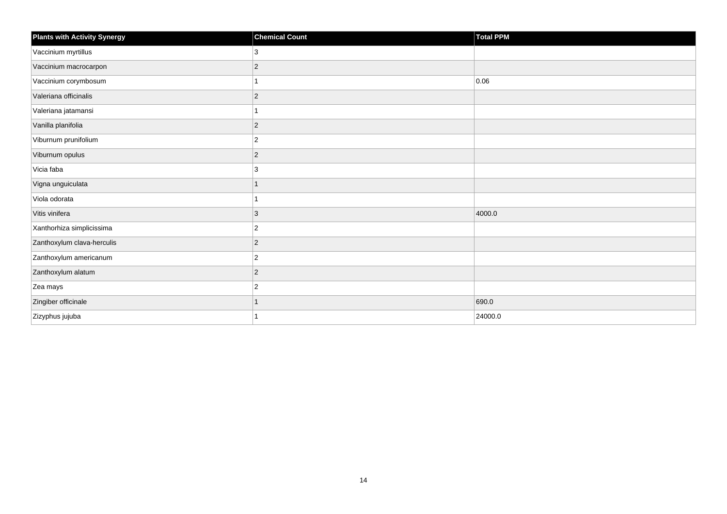| Plants with Activity Synergy | Chemical Count | Total PPM |
| --- | --- | --- |
| Vaccinium myrtillus | 3 | |
| Vaccinium macrocarpon | 2 | |
| Vaccinium corymbosum | 1 | 0.06 |
| Valeriana officinalis | 2 | |
| Valeriana jatamansi | 1 | |
| Vanilla planifolia | 2 | |
| Viburnum prunifolium | 2 | |
| Viburnum opulus | 2 | |
| Vicia faba | 3 | |
| Vigna unguiculata | 1 | |
| Viola odorata | 1 | |
| Vitis vinifera | 3 | 4000.0 |
| Xanthorhiza simplicissima | 2 | |
| Zanthoxylum clava-herculis | 2 | |
| Zanthoxylum americanum | 2 | |
| Zanthoxylum alatum | 2 | |
| Zea mays | 2 | |
| Zingiber officinale | 1 | 690.0 |
| Zizyphus jujuba | 1 | 24000.0 |